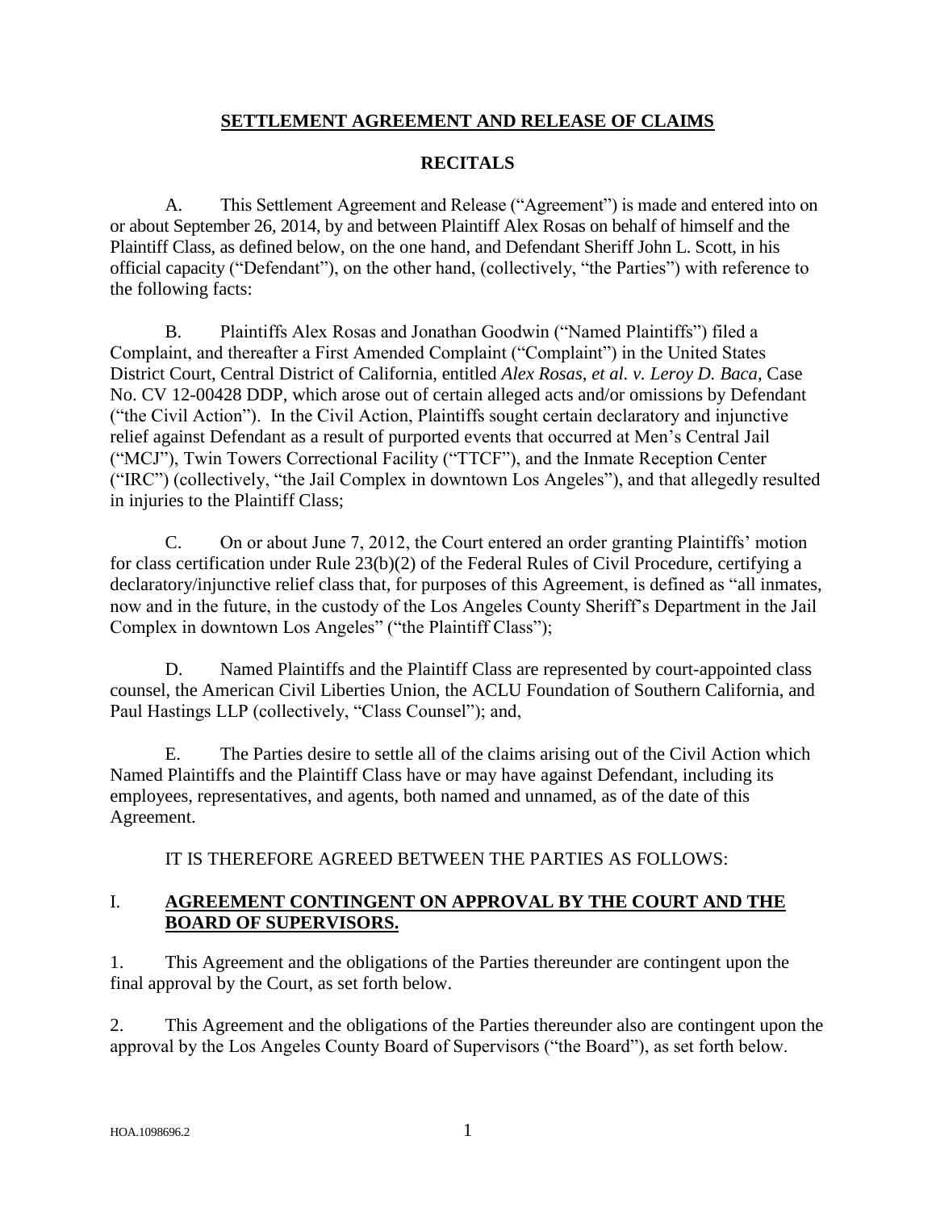# SETTLEMENT AGREEMENT AND RELEASE OF CLAIMS

## RECITALS

A. This Settlement Agreement and Release ("Agreement") is made and entered into on or about September 26, 2014, by and between Plaintiff Alex Rosas on behalf of himself and the Plaintiff Class, as defined below, on the one hand, and Defendant Sheriff John L. Scott, in his official capacity ("Defendant"), on the other hand, (collectively, "the Parties") with reference to the following facts:

B. Plaintiffs Alex Rosas and Jonathan Goodwin ("Named Plaintiffs") filed a Complaint, and thereafter a First Amended Complaint ("Complaint") in the United States District Court, Central District of California, entitled *Alex Rosas, et al. v. Leroy D. Baca*, Case No. CV 12-00428 DDP, which arose out of certain alleged acts and/or omissions by Defendant ("the Civil Action"). In the Civil Action, Plaintiffs sought certain declaratory and injunctive relief against Defendant as a result of purported events that occurred at Men's Central Jail ("MCJ"), Twin Towers Correctional Facility ("TTCF"), and the Inmate Reception Center ("IRC") (collectively, "the Jail Complex in downtown Los Angeles"), and that allegedly resulted in injuries to the Plaintiff Class;

C. On or about June 7, 2012, the Court entered an order granting Plaintiffs' motion for class certification under Rule 23(b)(2) of the Federal Rules of Civil Procedure, certifying a declaratory/injunctive relief class that, for purposes of this Agreement, is defined as "all inmates, now and in the future, in the custody of the Los Angeles County Sheriff's Department in the Jail Complex in downtown Los Angeles" ("the Plaintiff Class");

D. Named Plaintiffs and the Plaintiff Class are represented by court-appointed class counsel, the American Civil Liberties Union, the ACLU Foundation of Southern California, and Paul Hastings LLP (collectively, "Class Counsel"); and,

E. The Parties desire to settle all of the claims arising out of the Civil Action which Named Plaintiffs and the Plaintiff Class have or may have against Defendant, including its employees, representatives, and agents, both named and unnamed, as of the date of this Agreement.

IT IS THEREFORE AGREED BETWEEN THE PARTIES AS FOLLOWS:

## I. AGREEMENT CONTINGENT ON APPROVAL BY THE COURT AND THE BOARD OF SUPERVISORS.

1. This Agreement and the obligations of the Parties thereunder are contingent upon the final approval by the Court, as set forth below.

2. This Agreement and the obligations of the Parties thereunder also are contingent upon the approval by the Los Angeles County Board of Supervisors ("the Board"), as set forth below.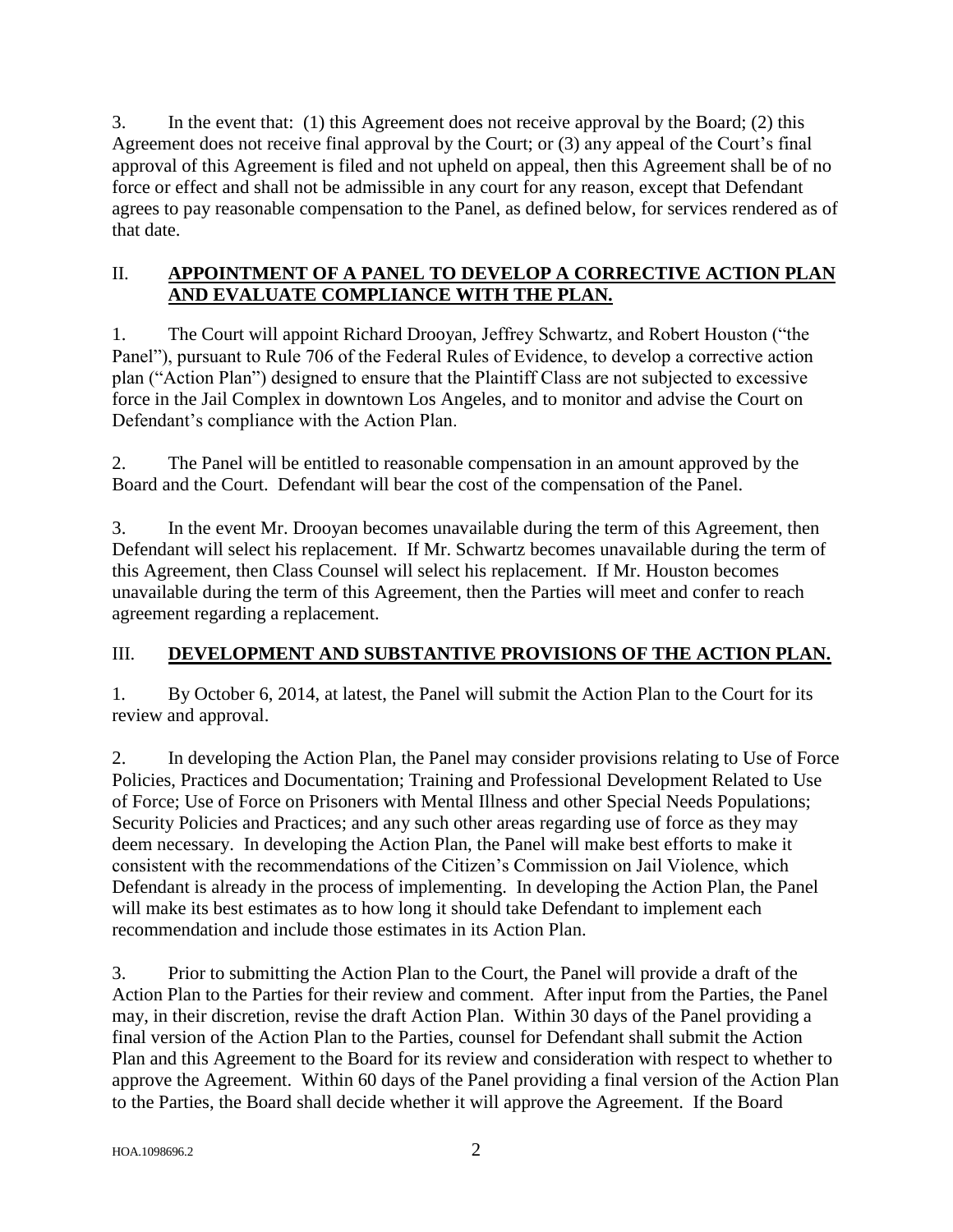3. In the event that: (1) this Agreement does not receive approval by the Board; (2) this Agreement does not receive final approval by the Court; or (3) any appeal of the Court's final approval of this Agreement is filed and not upheld on appeal, then this Agreement shall be of no force or effect and shall not be admissible in any court for any reason, except that Defendant agrees to pay reasonable compensation to the Panel, as defined below, for services rendered as of that date.

## II. APPOINTMENT OF A PANEL TO DEVELOP A CORRECTIVE ACTION PLAN AND EVALUATE COMPLIANCE WITH THE PLAN.

1. The Court will appoint Richard Drooyan, Jeffrey Schwartz, and Robert Houston ("the Panel"), pursuant to Rule 706 of the Federal Rules of Evidence, to develop a corrective action plan ("Action Plan") designed to ensure that the Plaintiff Class are not subjected to excessive force in the Jail Complex in downtown Los Angeles, and to monitor and advise the Court on Defendant's compliance with the Action Plan.

2. The Panel will be entitled to reasonable compensation in an amount approved by the Board and the Court. Defendant will bear the cost of the compensation of the Panel.

3. In the event Mr. Drooyan becomes unavailable during the term of this Agreement, then Defendant will select his replacement. If Mr. Schwartz becomes unavailable during the term of this Agreement, then Class Counsel will select his replacement. If Mr. Houston becomes unavailable during the term of this Agreement, then the Parties will meet and confer to reach agreement regarding a replacement.

## III. DEVELOPMENT AND SUBSTANTIVE PROVISIONS OF THE ACTION PLAN.

1. By October 6, 2014, at latest, the Panel will submit the Action Plan to the Court for its review and approval.

2. In developing the Action Plan, the Panel may consider provisions relating to Use of Force Policies, Practices and Documentation; Training and Professional Development Related to Use of Force; Use of Force on Prisoners with Mental Illness and other Special Needs Populations; Security Policies and Practices; and any such other areas regarding use of force as they may deem necessary. In developing the Action Plan, the Panel will make best efforts to make it consistent with the recommendations of the Citizen's Commission on Jail Violence, which Defendant is already in the process of implementing. In developing the Action Plan, the Panel will make its best estimates as to how long it should take Defendant to implement each recommendation and include those estimates in its Action Plan.

3. Prior to submitting the Action Plan to the Court, the Panel will provide a draft of the Action Plan to the Parties for their review and comment. After input from the Parties, the Panel may, in their discretion, revise the draft Action Plan. Within 30 days of the Panel providing a final version of the Action Plan to the Parties, counsel for Defendant shall submit the Action Plan and this Agreement to the Board for its review and consideration with respect to whether to approve the Agreement. Within 60 days of the Panel providing a final version of the Action Plan to the Parties, the Board shall decide whether it will approve the Agreement. If the Board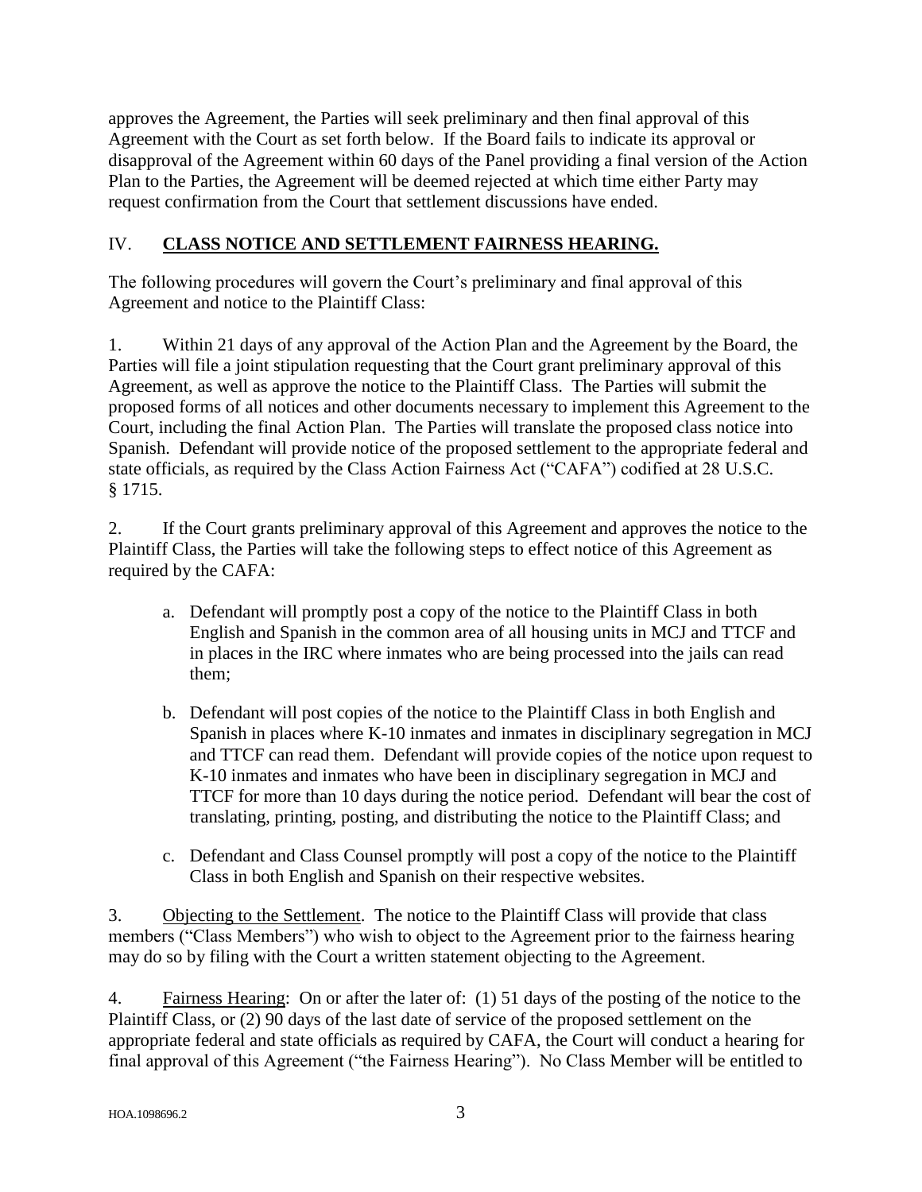approves the Agreement, the Parties will seek preliminary and then final approval of this Agreement with the Court as set forth below. If the Board fails to indicate its approval or disapproval of the Agreement within 60 days of the Panel providing a final version of the Action Plan to the Parties, the Agreement will be deemed rejected at which time either Party may request confirmation from the Court that settlement discussions have ended.

## IV. **CLASS NOTICE AND SETTLEMENT FAIRNESS HEARING.**

The following procedures will govern the Court's preliminary and final approval of this Agreement and notice to the Plaintiff Class:

1. Within 21 days of any approval of the Action Plan and the Agreement by the Board, the Parties will file a joint stipulation requesting that the Court grant preliminary approval of this Agreement, as well as approve the notice to the Plaintiff Class. The Parties will submit the proposed forms of all notices and other documents necessary to implement this Agreement to the Court, including the final Action Plan. The Parties will translate the proposed class notice into Spanish. Defendant will provide notice of the proposed settlement to the appropriate federal and state officials, as required by the Class Action Fairness Act ("CAFA") codified at 28 U.S.C. § 1715.

2. If the Court grants preliminary approval of this Agreement and approves the notice to the Plaintiff Class, the Parties will take the following steps to effect notice of this Agreement as required by the CAFA:

   a. Defendant will promptly post a copy of the notice to the Plaintiff Class in both English and Spanish in the common area of all housing units in MCJ and TTCF and in places in the IRC where inmates who are being processed into the jails can read them;

   b. Defendant will post copies of the notice to the Plaintiff Class in both English and Spanish in places where K-10 inmates and inmates in disciplinary segregation in MCJ and TTCF can read them. Defendant will provide copies of the notice upon request to K-10 inmates and inmates who have been in disciplinary segregation in MCJ and TTCF for more than 10 days during the notice period. Defendant will bear the cost of translating, printing, posting, and distributing the notice to the Plaintiff Class; and

   c. Defendant and Class Counsel promptly will post a copy of the notice to the Plaintiff Class in both English and Spanish on their respective websites.

3. <u>Objecting to the Settlement</u>. The notice to the Plaintiff Class will provide that class members ("Class Members") who wish to object to the Agreement prior to the fairness hearing may do so by filing with the Court a written statement objecting to the Agreement.

4. <u>Fairness Hearing</u>: On or after the later of: (1) 51 days of the posting of the notice to the Plaintiff Class, or (2) 90 days of the last date of service of the proposed settlement on the appropriate federal and state officials as required by CAFA, the Court will conduct a hearing for final approval of this Agreement ("the Fairness Hearing"). No Class Member will be entitled to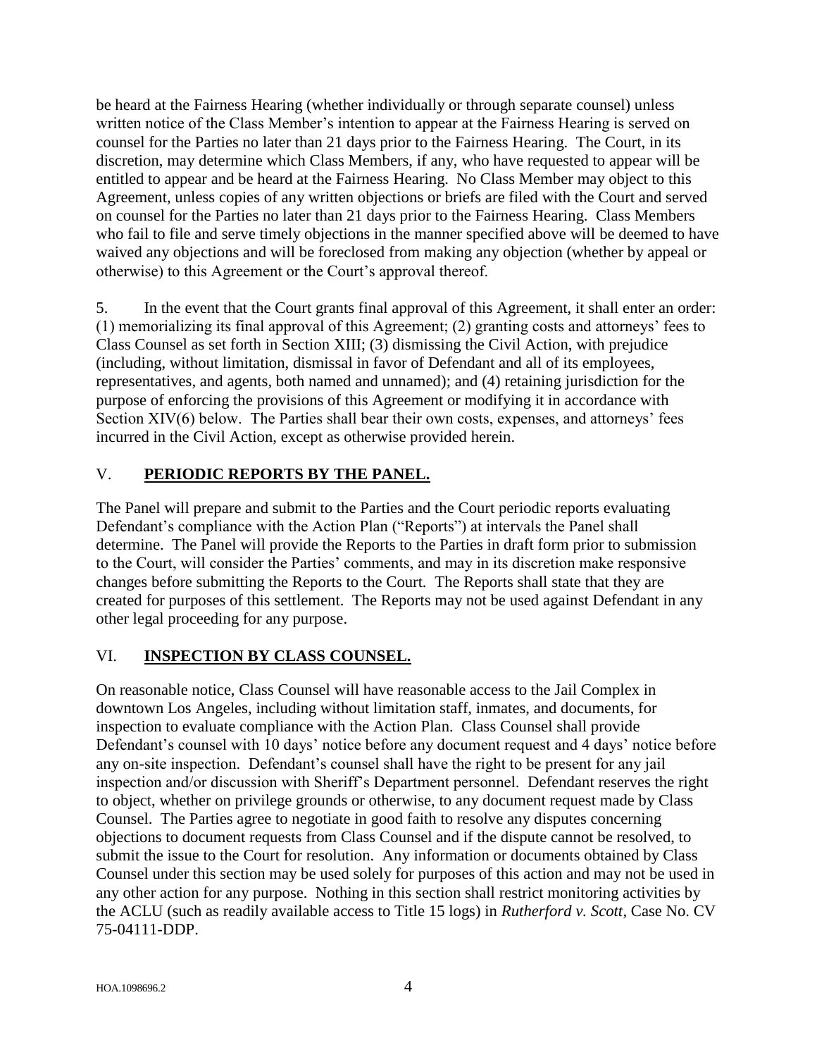be heard at the Fairness Hearing (whether individually or through separate counsel) unless written notice of the Class Member's intention to appear at the Fairness Hearing is served on counsel for the Parties no later than 21 days prior to the Fairness Hearing. The Court, in its discretion, may determine which Class Members, if any, who have requested to appear will be entitled to appear and be heard at the Fairness Hearing. No Class Member may object to this Agreement, unless copies of any written objections or briefs are filed with the Court and served on counsel for the Parties no later than 21 days prior to the Fairness Hearing. Class Members who fail to file and serve timely objections in the manner specified above will be deemed to have waived any objections and will be foreclosed from making any objection (whether by appeal or otherwise) to this Agreement or the Court's approval thereof.

5. In the event that the Court grants final approval of this Agreement, it shall enter an order: (1) memorializing its final approval of this Agreement; (2) granting costs and attorneys' fees to Class Counsel as set forth in Section XIII; (3) dismissing the Civil Action, with prejudice (including, without limitation, dismissal in favor of Defendant and all of its employees, representatives, and agents, both named and unnamed); and (4) retaining jurisdiction for the purpose of enforcing the provisions of this Agreement or modifying it in accordance with Section XIV(6) below. The Parties shall bear their own costs, expenses, and attorneys' fees incurred in the Civil Action, except as otherwise provided herein.

## V. **PERIODIC REPORTS BY THE PANEL.**

The Panel will prepare and submit to the Parties and the Court periodic reports evaluating Defendant's compliance with the Action Plan ("Reports") at intervals the Panel shall determine. The Panel will provide the Reports to the Parties in draft form prior to submission to the Court, will consider the Parties' comments, and may in its discretion make responsive changes before submitting the Reports to the Court. The Reports shall state that they are created for purposes of this settlement. The Reports may not be used against Defendant in any other legal proceeding for any purpose.

## VI. **INSPECTION BY CLASS COUNSEL.**

On reasonable notice, Class Counsel will have reasonable access to the Jail Complex in downtown Los Angeles, including without limitation staff, inmates, and documents, for inspection to evaluate compliance with the Action Plan. Class Counsel shall provide Defendant's counsel with 10 days' notice before any document request and 4 days' notice before any on-site inspection. Defendant's counsel shall have the right to be present for any jail inspection and/or discussion with Sheriff's Department personnel. Defendant reserves the right to object, whether on privilege grounds or otherwise, to any document request made by Class Counsel. The Parties agree to negotiate in good faith to resolve any disputes concerning objections to document requests from Class Counsel and if the dispute cannot be resolved, to submit the issue to the Court for resolution. Any information or documents obtained by Class Counsel under this section may be used solely for purposes of this action and may not be used in any other action for any purpose. Nothing in this section shall restrict monitoring activities by the ACLU (such as readily available access to Title 15 logs) in *Rutherford v. Scott*, Case No. CV 75-04111-DDP.

HOA.1098696.2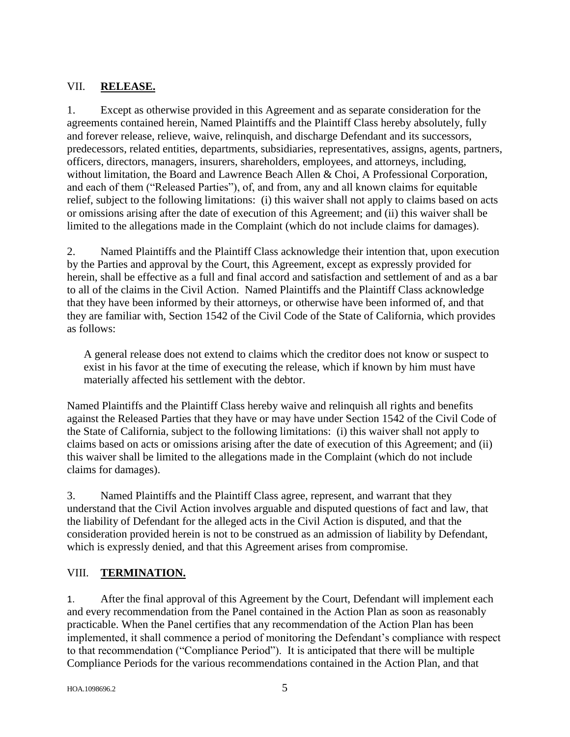## VII. **RELEASE.**

1. Except as otherwise provided in this Agreement and as separate consideration for the agreements contained herein, Named Plaintiffs and the Plaintiff Class hereby absolutely, fully and forever release, relieve, waive, relinquish, and discharge Defendant and its successors, predecessors, related entities, departments, subsidiaries, representatives, assigns, agents, partners, officers, directors, managers, insurers, shareholders, employees, and attorneys, including, without limitation, the Board and Lawrence Beach Allen & Choi, A Professional Corporation, and each of them ("Released Parties"), of, and from, any and all known claims for equitable relief, subject to the following limitations: (i) this waiver shall not apply to claims based on acts or omissions arising after the date of execution of this Agreement; and (ii) this waiver shall be limited to the allegations made in the Complaint (which do not include claims for damages).

2. Named Plaintiffs and the Plaintiff Class acknowledge their intention that, upon execution by the Parties and approval by the Court, this Agreement, except as expressly provided for herein, shall be effective as a full and final accord and satisfaction and settlement of and as a bar to all of the claims in the Civil Action. Named Plaintiffs and the Plaintiff Class acknowledge that they have been informed by their attorneys, or otherwise have been informed of, and that they are familiar with, Section 1542 of the Civil Code of the State of California, which provides as follows:

> A general release does not extend to claims which the creditor does not know or suspect to exist in his favor at the time of executing the release, which if known by him must have materially affected his settlement with the debtor.

Named Plaintiffs and the Plaintiff Class hereby waive and relinquish all rights and benefits against the Released Parties that they have or may have under Section 1542 of the Civil Code of the State of California, subject to the following limitations: (i) this waiver shall not apply to claims based on acts or omissions arising after the date of execution of this Agreement; and (ii) this waiver shall be limited to the allegations made in the Complaint (which do not include claims for damages).

3. Named Plaintiffs and the Plaintiff Class agree, represent, and warrant that they understand that the Civil Action involves arguable and disputed questions of fact and law, that the liability of Defendant for the alleged acts in the Civil Action is disputed, and that the consideration provided herein is not to be construed as an admission of liability by Defendant, which is expressly denied, and that this Agreement arises from compromise.

## VIII. **TERMINATION.**

1. After the final approval of this Agreement by the Court, Defendant will implement each and every recommendation from the Panel contained in the Action Plan as soon as reasonably practicable. When the Panel certifies that any recommendation of the Action Plan has been implemented, it shall commence a period of monitoring the Defendant's compliance with respect to that recommendation ("Compliance Period"). It is anticipated that there will be multiple Compliance Periods for the various recommendations contained in the Action Plan, and that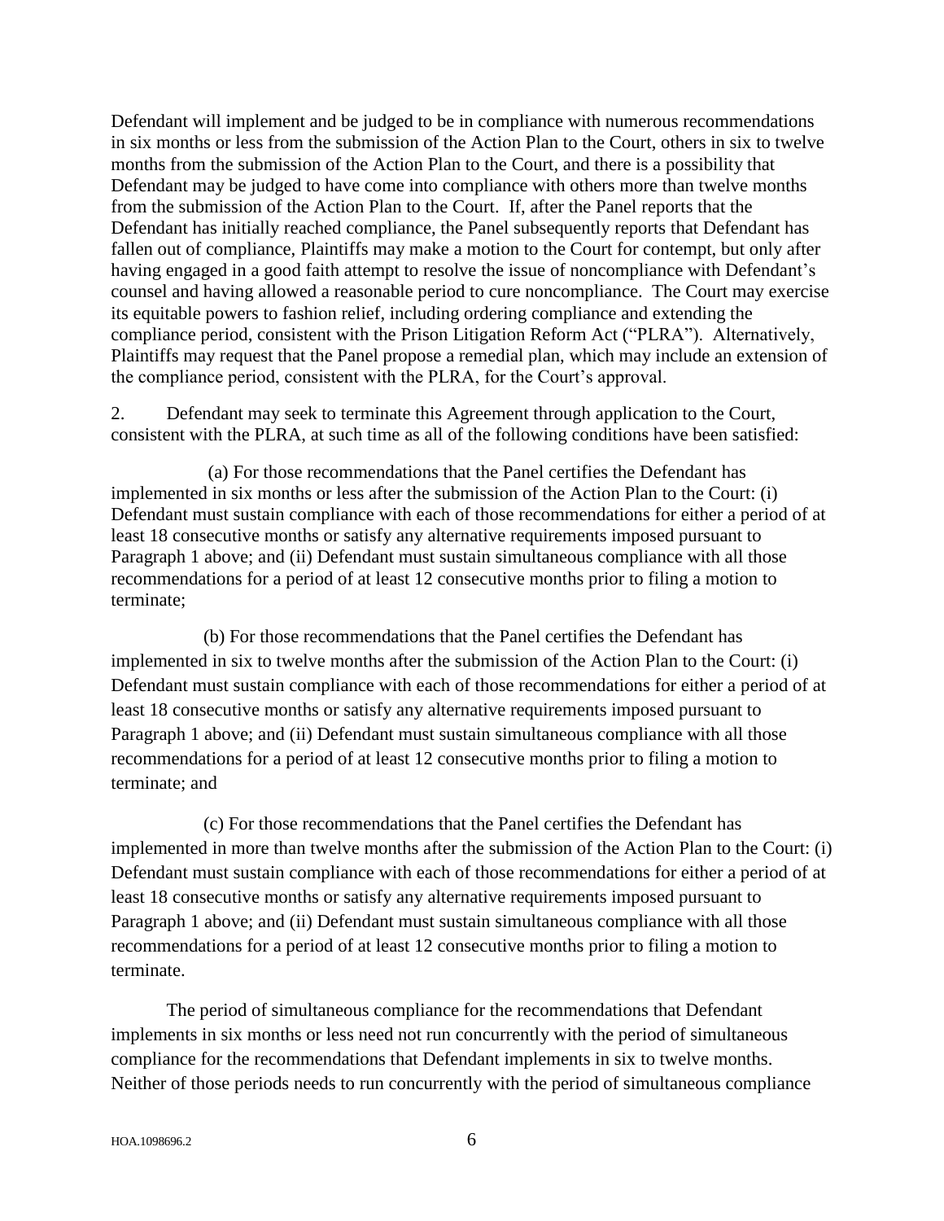Defendant will implement and be judged to be in compliance with numerous recommendations in six months or less from the submission of the Action Plan to the Court, others in six to twelve months from the submission of the Action Plan to the Court, and there is a possibility that Defendant may be judged to have come into compliance with others more than twelve months from the submission of the Action Plan to the Court. If, after the Panel reports that the Defendant has initially reached compliance, the Panel subsequently reports that Defendant has fallen out of compliance, Plaintiffs may make a motion to the Court for contempt, but only after having engaged in a good faith attempt to resolve the issue of noncompliance with Defendant's counsel and having allowed a reasonable period to cure noncompliance. The Court may exercise its equitable powers to fashion relief, including ordering compliance and extending the compliance period, consistent with the Prison Litigation Reform Act ("PLRA"). Alternatively, Plaintiffs may request that the Panel propose a remedial plan, which may include an extension of the compliance period, consistent with the PLRA, for the Court's approval.

2. Defendant may seek to terminate this Agreement through application to the Court, consistent with the PLRA, at such time as all of the following conditions have been satisfied:

(a) For those recommendations that the Panel certifies the Defendant has implemented in six months or less after the submission of the Action Plan to the Court: (i) Defendant must sustain compliance with each of those recommendations for either a period of at least 18 consecutive months or satisfy any alternative requirements imposed pursuant to Paragraph 1 above; and (ii) Defendant must sustain simultaneous compliance with all those recommendations for a period of at least 12 consecutive months prior to filing a motion to terminate;

(b) For those recommendations that the Panel certifies the Defendant has implemented in six to twelve months after the submission of the Action Plan to the Court: (i) Defendant must sustain compliance with each of those recommendations for either a period of at least 18 consecutive months or satisfy any alternative requirements imposed pursuant to Paragraph 1 above; and (ii) Defendant must sustain simultaneous compliance with all those recommendations for a period of at least 12 consecutive months prior to filing a motion to terminate; and

(c) For those recommendations that the Panel certifies the Defendant has implemented in more than twelve months after the submission of the Action Plan to the Court: (i) Defendant must sustain compliance with each of those recommendations for either a period of at least 18 consecutive months or satisfy any alternative requirements imposed pursuant to Paragraph 1 above; and (ii) Defendant must sustain simultaneous compliance with all those recommendations for a period of at least 12 consecutive months prior to filing a motion to terminate.

The period of simultaneous compliance for the recommendations that Defendant implements in six months or less need not run concurrently with the period of simultaneous compliance for the recommendations that Defendant implements in six to twelve months. Neither of those periods needs to run concurrently with the period of simultaneous compliance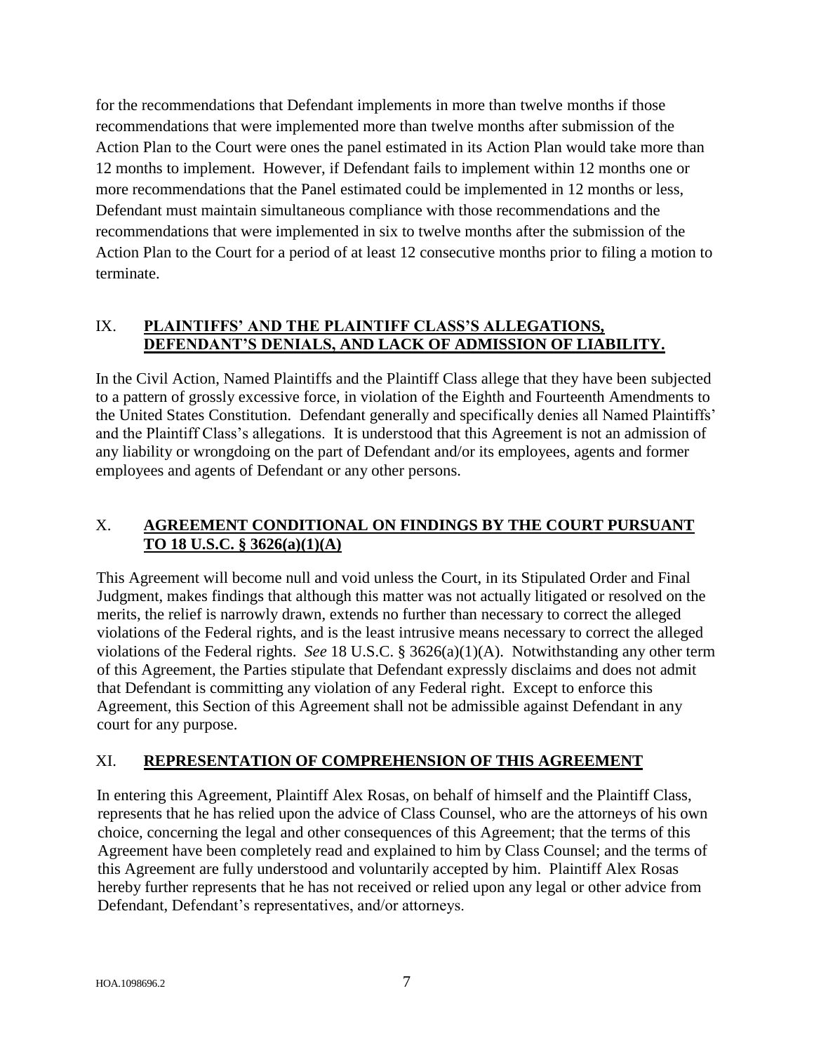for the recommendations that Defendant implements in more than twelve months if those recommendations that were implemented more than twelve months after submission of the Action Plan to the Court were ones the panel estimated in its Action Plan would take more than 12 months to implement. However, if Defendant fails to implement within 12 months one or more recommendations that the Panel estimated could be implemented in 12 months or less, Defendant must maintain simultaneous compliance with those recommendations and the recommendations that were implemented in six to twelve months after the submission of the Action Plan to the Court for a period of at least 12 consecutive months prior to filing a motion to terminate.

## IX. **PLAINTIFFS' AND THE PLAINTIFF CLASS'S ALLEGATIONS, DEFENDANT'S DENIALS, AND LACK OF ADMISSION OF LIABILITY.**

In the Civil Action, Named Plaintiffs and the Plaintiff Class allege that they have been subjected to a pattern of grossly excessive force, in violation of the Eighth and Fourteenth Amendments to the United States Constitution. Defendant generally and specifically denies all Named Plaintiffs' and the Plaintiff Class's allegations. It is understood that this Agreement is not an admission of any liability or wrongdoing on the part of Defendant and/or its employees, agents and former employees and agents of Defendant or any other persons.

## X. **AGREEMENT CONDITIONAL ON FINDINGS BY THE COURT PURSUANT TO 18 U.S.C. § 3626(a)(1)(A)**

This Agreement will become null and void unless the Court, in its Stipulated Order and Final Judgment, makes findings that although this matter was not actually litigated or resolved on the merits, the relief is narrowly drawn, extends no further than necessary to correct the alleged violations of the Federal rights, and is the least intrusive means necessary to correct the alleged violations of the Federal rights. *See* 18 U.S.C. § 3626(a)(1)(A). Notwithstanding any other term of this Agreement, the Parties stipulate that Defendant expressly disclaims and does not admit that Defendant is committing any violation of any Federal right. Except to enforce this Agreement, this Section of this Agreement shall not be admissible against Defendant in any court for any purpose.

## XI. **REPRESENTATION OF COMPREHENSION OF THIS AGREEMENT**

In entering this Agreement, Plaintiff Alex Rosas, on behalf of himself and the Plaintiff Class, represents that he has relied upon the advice of Class Counsel, who are the attorneys of his own choice, concerning the legal and other consequences of this Agreement; that the terms of this Agreement have been completely read and explained to him by Class Counsel; and the terms of this Agreement are fully understood and voluntarily accepted by him. Plaintiff Alex Rosas hereby further represents that he has not received or relied upon any legal or other advice from Defendant, Defendant's representatives, and/or attorneys.

HOA.1098696.2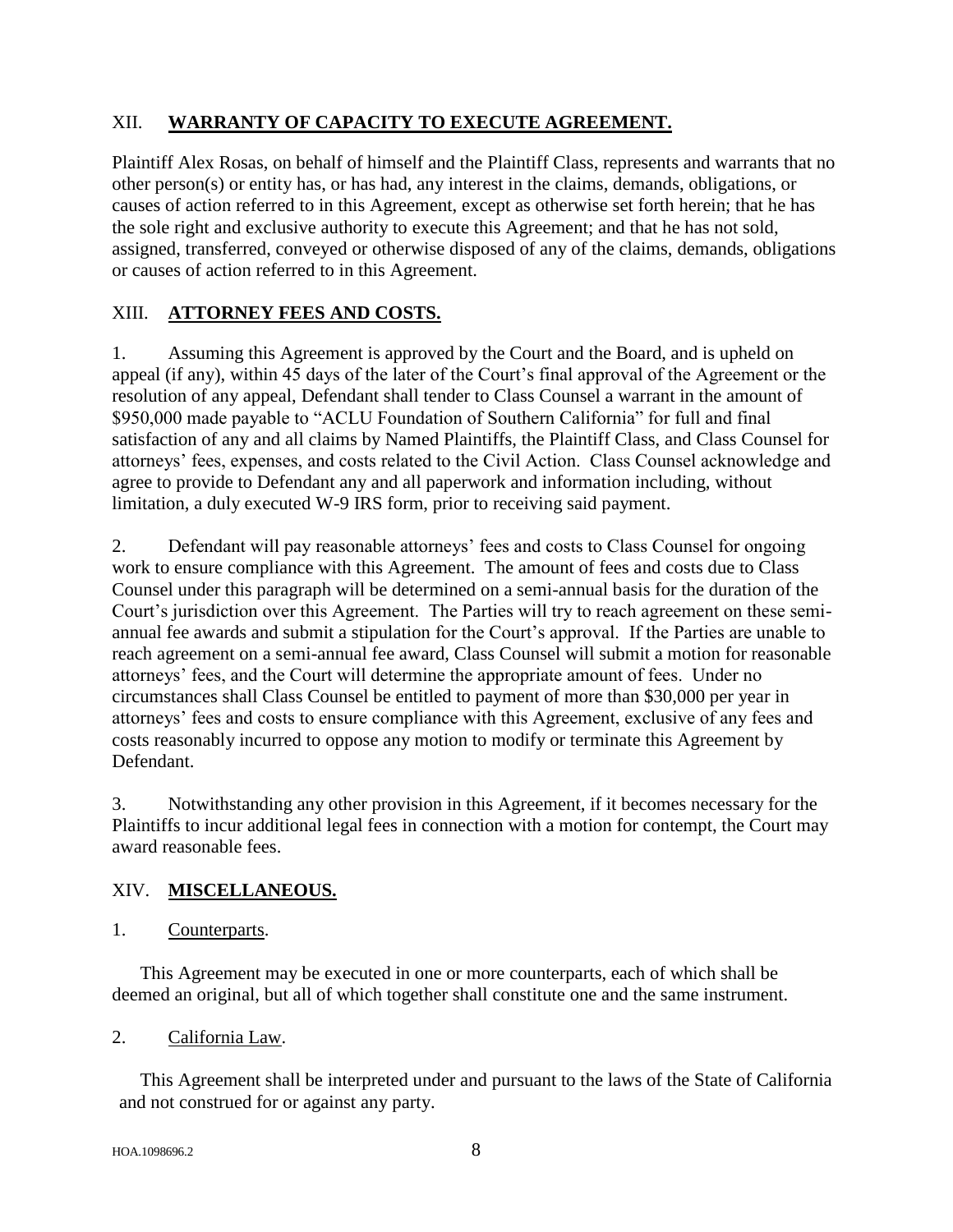## XII. **WARRANTY OF CAPACITY TO EXECUTE AGREEMENT.**

Plaintiff Alex Rosas, on behalf of himself and the Plaintiff Class, represents and warrants that no other person(s) or entity has, or has had, any interest in the claims, demands, obligations, or causes of action referred to in this Agreement, except as otherwise set forth herein; that he has the sole right and exclusive authority to execute this Agreement; and that he has not sold, assigned, transferred, conveyed or otherwise disposed of any of the claims, demands, obligations or causes of action referred to in this Agreement.

## XIII. **ATTORNEY FEES AND COSTS.**

1. Assuming this Agreement is approved by the Court and the Board, and is upheld on appeal (if any), within 45 days of the later of the Court's final approval of the Agreement or the resolution of any appeal, Defendant shall tender to Class Counsel a warrant in the amount of $950,000 made payable to "ACLU Foundation of Southern California" for full and final satisfaction of any and all claims by Named Plaintiffs, the Plaintiff Class, and Class Counsel for attorneys' fees, expenses, and costs related to the Civil Action. Class Counsel acknowledge and agree to provide to Defendant any and all paperwork and information including, without limitation, a duly executed W-9 IRS form, prior to receiving said payment.

2. Defendant will pay reasonable attorneys' fees and costs to Class Counsel for ongoing work to ensure compliance with this Agreement. The amount of fees and costs due to Class Counsel under this paragraph will be determined on a semi-annual basis for the duration of the Court's jurisdiction over this Agreement. The Parties will try to reach agreement on these semi-annual fee awards and submit a stipulation for the Court's approval. If the Parties are unable to reach agreement on a semi-annual fee award, Class Counsel will submit a motion for reasonable attorneys' fees, and the Court will determine the appropriate amount of fees. Under no circumstances shall Class Counsel be entitled to payment of more than $30,000 per year in attorneys' fees and costs to ensure compliance with this Agreement, exclusive of any fees and costs reasonably incurred to oppose any motion to modify or terminate this Agreement by Defendant.

3. Notwithstanding any other provision in this Agreement, if it becomes necessary for the Plaintiffs to incur additional legal fees in connection with a motion for contempt, the Court may award reasonable fees.

## XIV. **MISCELLANEOUS.**

1. Counterparts.

This Agreement may be executed in one or more counterparts, each of which shall be deemed an original, but all of which together shall constitute one and the same instrument.

2. California Law.

This Agreement shall be interpreted under and pursuant to the laws of the State of California and not construed for or against any party.

HOA.1098696.2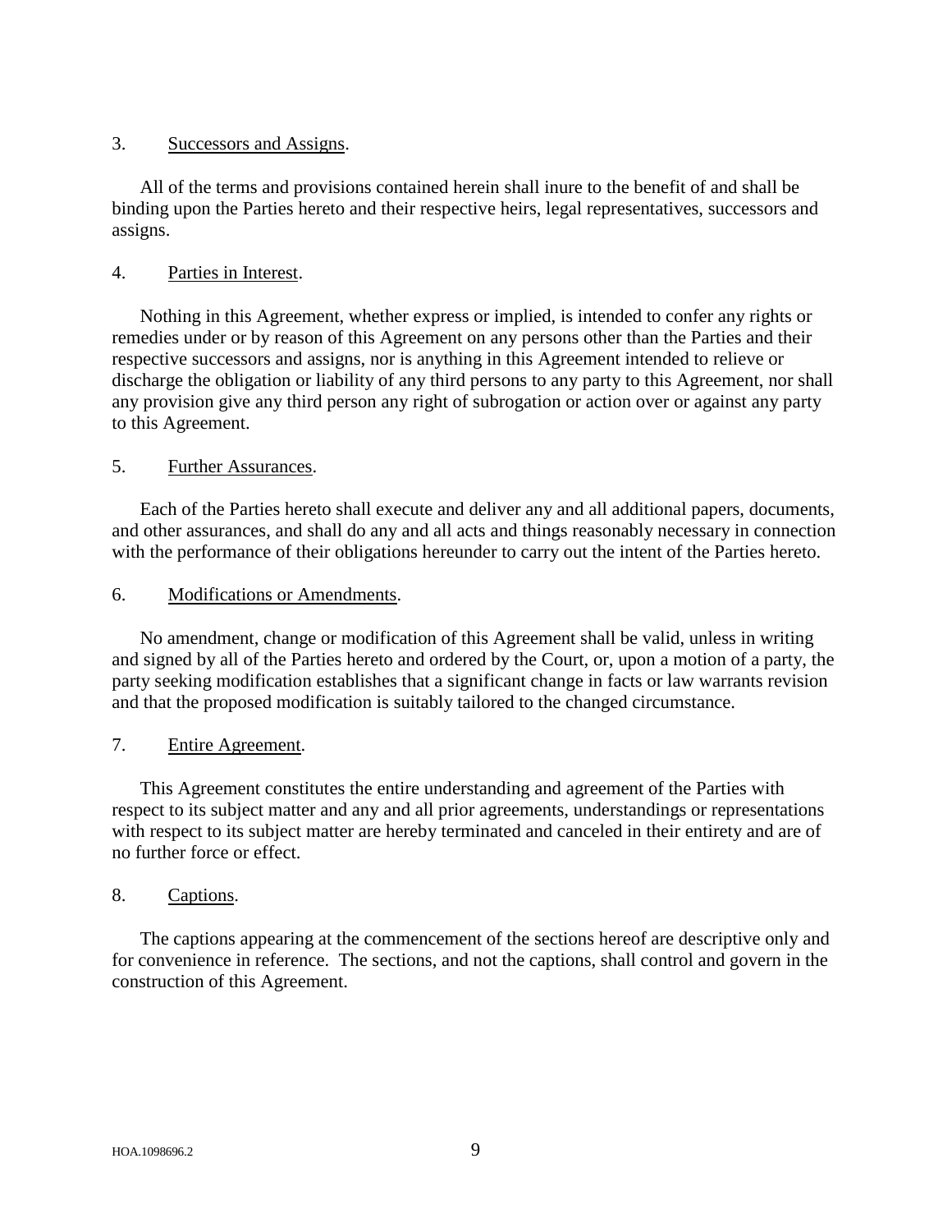3. Successors and Assigns.

All of the terms and provisions contained herein shall inure to the benefit of and shall be binding upon the Parties hereto and their respective heirs, legal representatives, successors and assigns.

4. Parties in Interest.

Nothing in this Agreement, whether express or implied, is intended to confer any rights or remedies under or by reason of this Agreement on any persons other than the Parties and their respective successors and assigns, nor is anything in this Agreement intended to relieve or discharge the obligation or liability of any third persons to any party to this Agreement, nor shall any provision give any third person any right of subrogation or action over or against any party to this Agreement.

5. Further Assurances.

Each of the Parties hereto shall execute and deliver any and all additional papers, documents, and other assurances, and shall do any and all acts and things reasonably necessary in connection with the performance of their obligations hereunder to carry out the intent of the Parties hereto.

6. Modifications or Amendments.

No amendment, change or modification of this Agreement shall be valid, unless in writing and signed by all of the Parties hereto and ordered by the Court, or, upon a motion of a party, the party seeking modification establishes that a significant change in facts or law warrants revision and that the proposed modification is suitably tailored to the changed circumstance.

7. Entire Agreement.

This Agreement constitutes the entire understanding and agreement of the Parties with respect to its subject matter and any and all prior agreements, understandings or representations with respect to its subject matter are hereby terminated and canceled in their entirety and are of no further force or effect.

8. Captions.

The captions appearing at the commencement of the sections hereof are descriptive only and for convenience in reference. The sections, and not the captions, shall control and govern in the construction of this Agreement.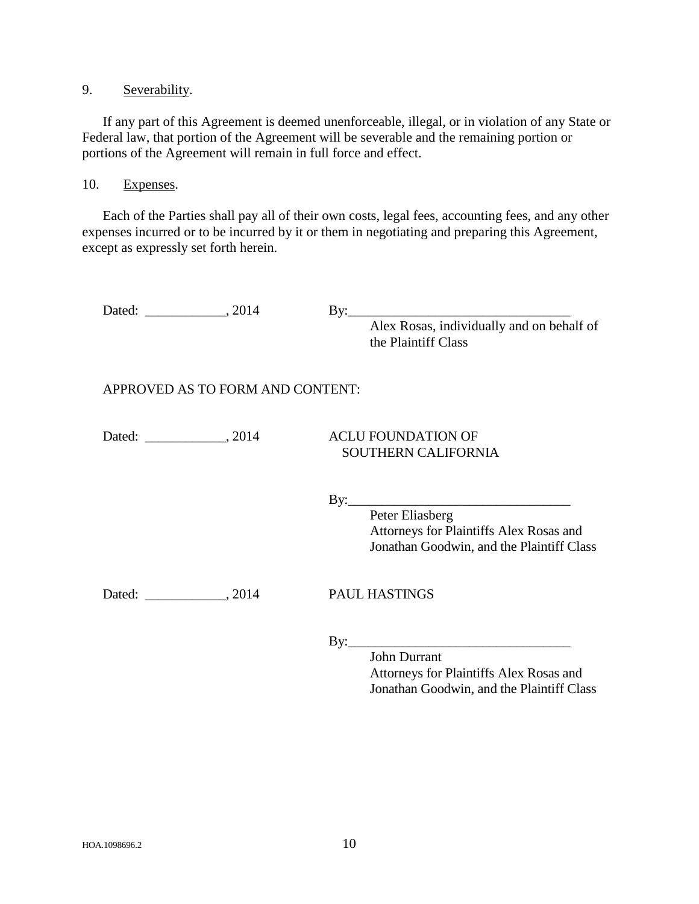9. Severability.

If any part of this Agreement is deemed unenforceable, illegal, or in violation of any State or Federal law, that portion of the Agreement will be severable and the remaining portion or portions of the Agreement will remain in full force and effect.

10. Expenses.

Each of the Parties shall pay all of their own costs, legal fees, accounting fees, and any other expenses incurred or to be incurred by it or them in negotiating and preparing this Agreement, except as expressly set forth herein.

Dated: ____________, 2014

By:_________________________________
Alex Rosas, individually and on behalf of the Plaintiff Class

APPROVED AS TO FORM AND CONTENT:

Dated: ____________, 2014

ACLU FOUNDATION OF SOUTHERN CALIFORNIA

By:_________________________________
Peter Eliasberg
Attorneys for Plaintiffs Alex Rosas and Jonathan Goodwin, and the Plaintiff Class

Dated: ____________, 2014

PAUL HASTINGS

By:_________________________________
John Durrant
Attorneys for Plaintiffs Alex Rosas and Jonathan Goodwin, and the Plaintiff Class

HOA.1098696.2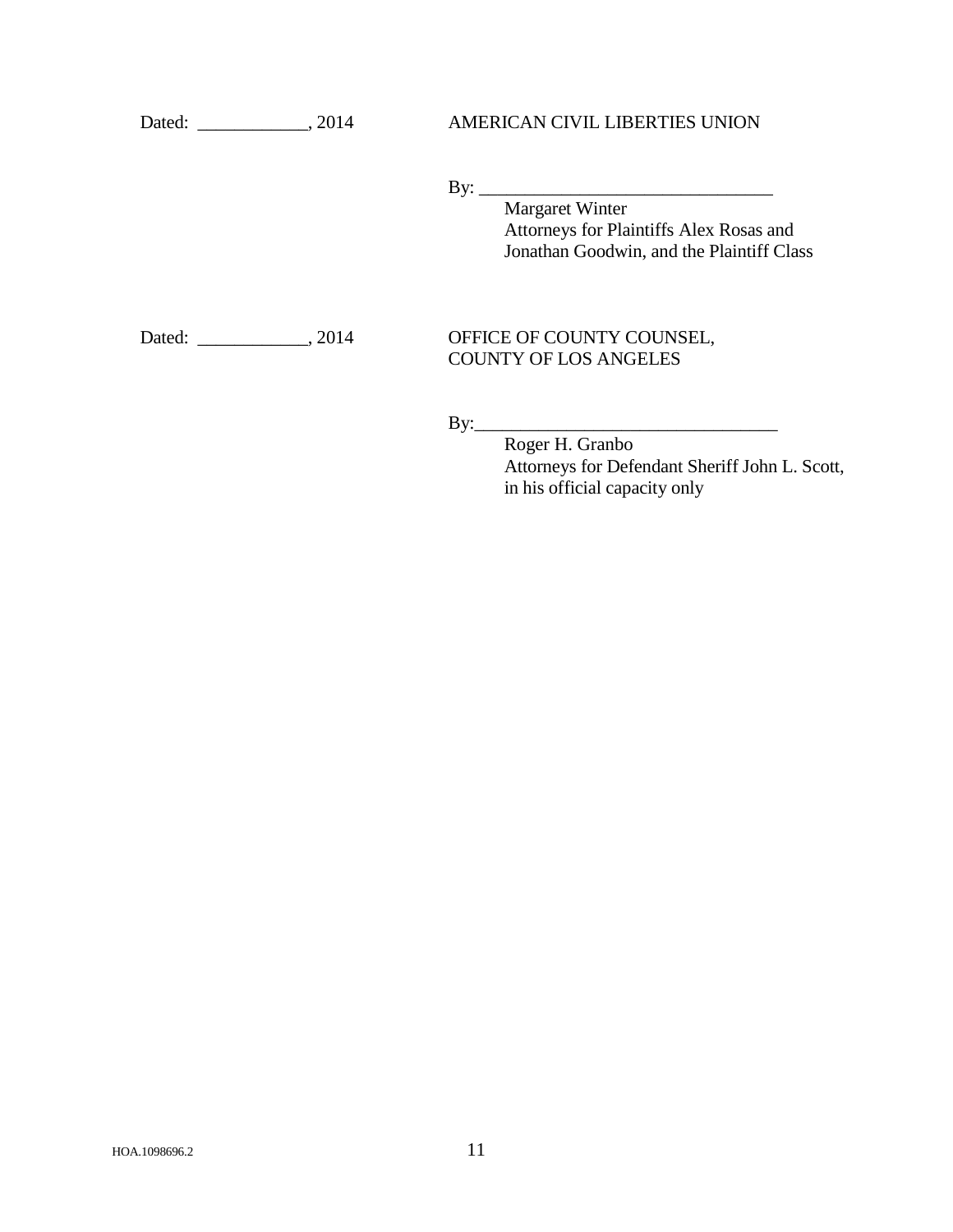Dated: \_\_\_\_\_\_\_\_\_\_\_\_, 2014

AMERICAN CIVIL LIBERTIES UNION

By: \_\_\_\_\_\_\_\_\_\_\_\_\_\_\_\_\_\_\_\_\_\_\_\_\_\_\_\_\_\_\_\_

Margaret Winter
Attorneys for Plaintiffs Alex Rosas and Jonathan Goodwin, and the Plaintiff Class

Dated: \_\_\_\_\_\_\_\_\_\_\_\_, 2014

OFFICE OF COUNTY COUNSEL,
COUNTY OF LOS ANGELES

By: \_\_\_\_\_\_\_\_\_\_\_\_\_\_\_\_\_\_\_\_\_\_\_\_\_\_\_\_\_\_\_\_

Roger H. Granbo
Attorneys for Defendant Sheriff John L. Scott, in his official capacity only

HOA.1098696.2